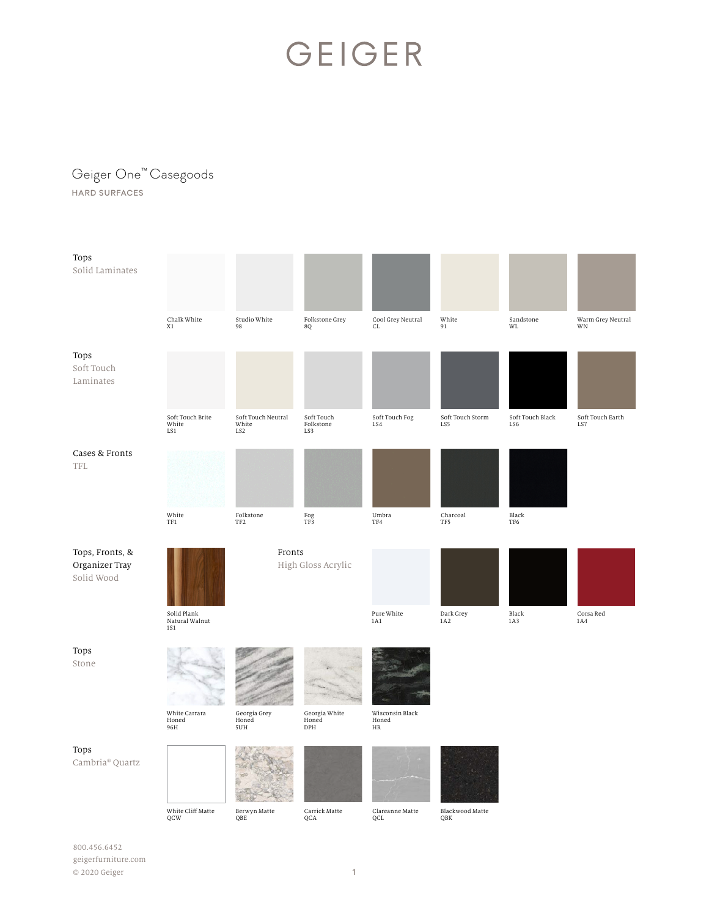# GEIGER

## Geiger One™ Casegoods

HARD SURFACES

### Tops
Solid Laminates

- Chalk White X1
- Studio White 98
- Folkstone Grey 8Q
- Cool Grey Neutral CL
- White 91
- Sandstone WL
- Warm Grey Neutral WN

### Tops
Soft Touch Laminates

- Soft Touch Brite White LS1
- Soft Touch Neutral White LS2
- Soft Touch Folkstone LS3
- Soft Touch Fog LS4
- Soft Touch Storm LS5
- Soft Touch Black LS6
- Soft Touch Earth LS7

### Cases & Fronts
TFL

- White TF1
- Folkstone TF2
- Fog TF3
- Umbra TF4
- Charcoal TF5
- Black TF6

### Tops, Fronts, & Organizer Tray
Solid Wood

- Solid Plank Natural Walnut 1S1

### Fronts
High Gloss Acrylic

- Pure White 1A1
- Dark Grey 1A2
- Black 1A3
- Corsa Red 1A4

### Tops
Stone

- White Carrara Honed 96H
- Georgia Grey Honed 5UH
- Georgia White Honed DPH
- Wisconsin Black Honed HR

### Tops
Cambria® Quartz

- White Cliff Matte QCW
- Berwyn Matte QBE
- Carrick Matte QCA
- Clareanne Matte QCL
- Blackwood Matte QBK

800.456.6452
geigerfurniture.com
© 2020 Geiger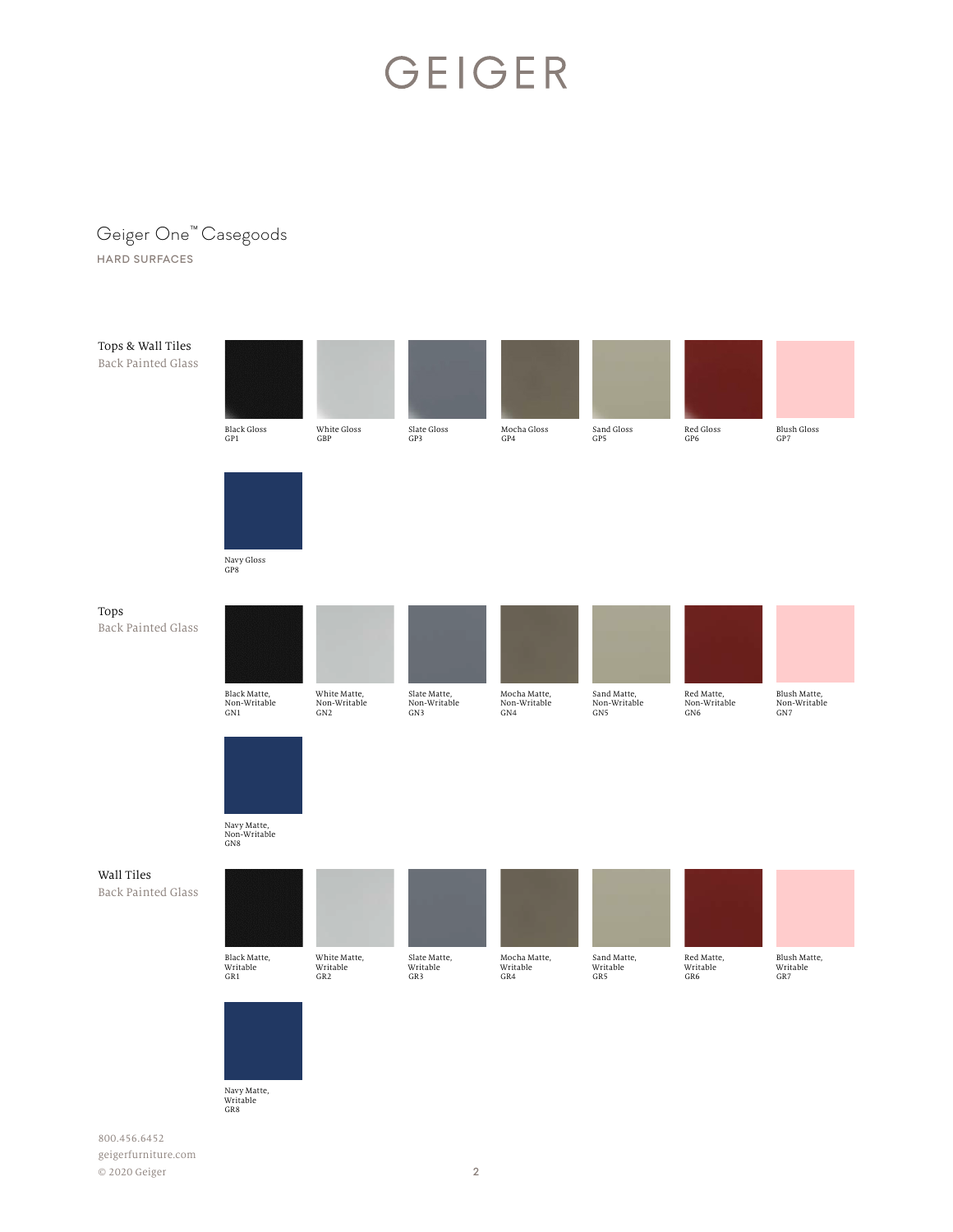# GEIGER

## Geiger One™ Casegoods

HARD SURFACES

### Tops & Wall Tiles
Back Painted Glass

- Black Gloss GP1
- White Gloss GBP
- Slate Gloss GP3
- Mocha Gloss GP4
- Sand Gloss GP5
- Red Gloss GP6
- Blush Gloss GP7
- Navy Gloss GP8

### Tops
Back Painted Glass

- Black Matte, Non-Writable GN1
- White Matte, Non-Writable GN2
- Slate Matte, Non-Writable GN3
- Mocha Matte, Non-Writable GN4
- Sand Matte, Non-Writable GN5
- Red Matte, Non-Writable GN6
- Blush Matte, Non-Writable GN7
- Navy Matte, Non-Writable GN8

### Wall Tiles
Back Painted Glass

- Black Matte, Writable GR1
- White Matte, Writable GR2
- Slate Matte, Writable GR3
- Mocha Matte, Writable GR4
- Sand Matte, Writable GR5
- Red Matte, Writable GR6
- Blush Matte, Writable GR7
- Navy Matte, Writable GR8

800.456.6452
geigerfurniture.com
© 2020 Geiger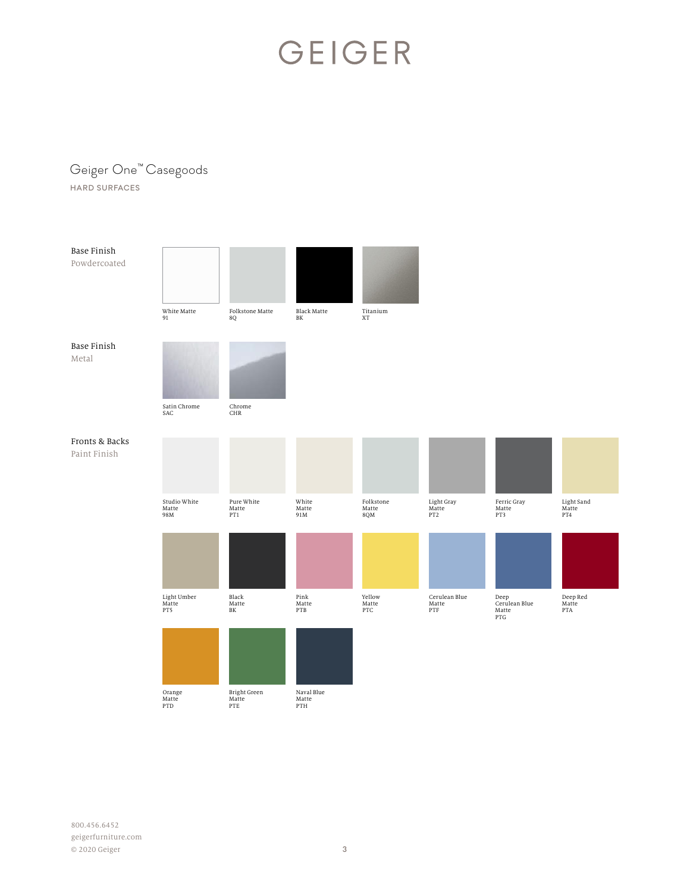# GEIGER

## Geiger One™ Casegoods

HARD SURFACES

### Base Finish
Powdercoated

- White Matte 91
- Folkstone Matte 8Q
- Black Matte BK
- Titanium XT

### Base Finish
Metal

- Satin Chrome SAC
- Chrome CHR

### Fronts & Backs
Paint Finish

- Studio White Matte 98M
- Pure White Matte PT1
- White Matte 91M
- Folkstone Matte 8QM
- Light Gray Matte PT2
- Ferric Gray Matte PT3
- Light Sand Matte PT4
- Light Umber Matte PT5
- Black Matte BK
- Pink Matte PTB
- Yellow Matte PTC
- Cerulean Blue Matte PTF
- Deep Cerulean Blue Matte PTG
- Deep Red Matte PTA
- Orange Matte PTD
- Bright Green Matte PTE
- Naval Blue Matte PTH

800.456.6452
geigerfurniture.com
© 2020 Geiger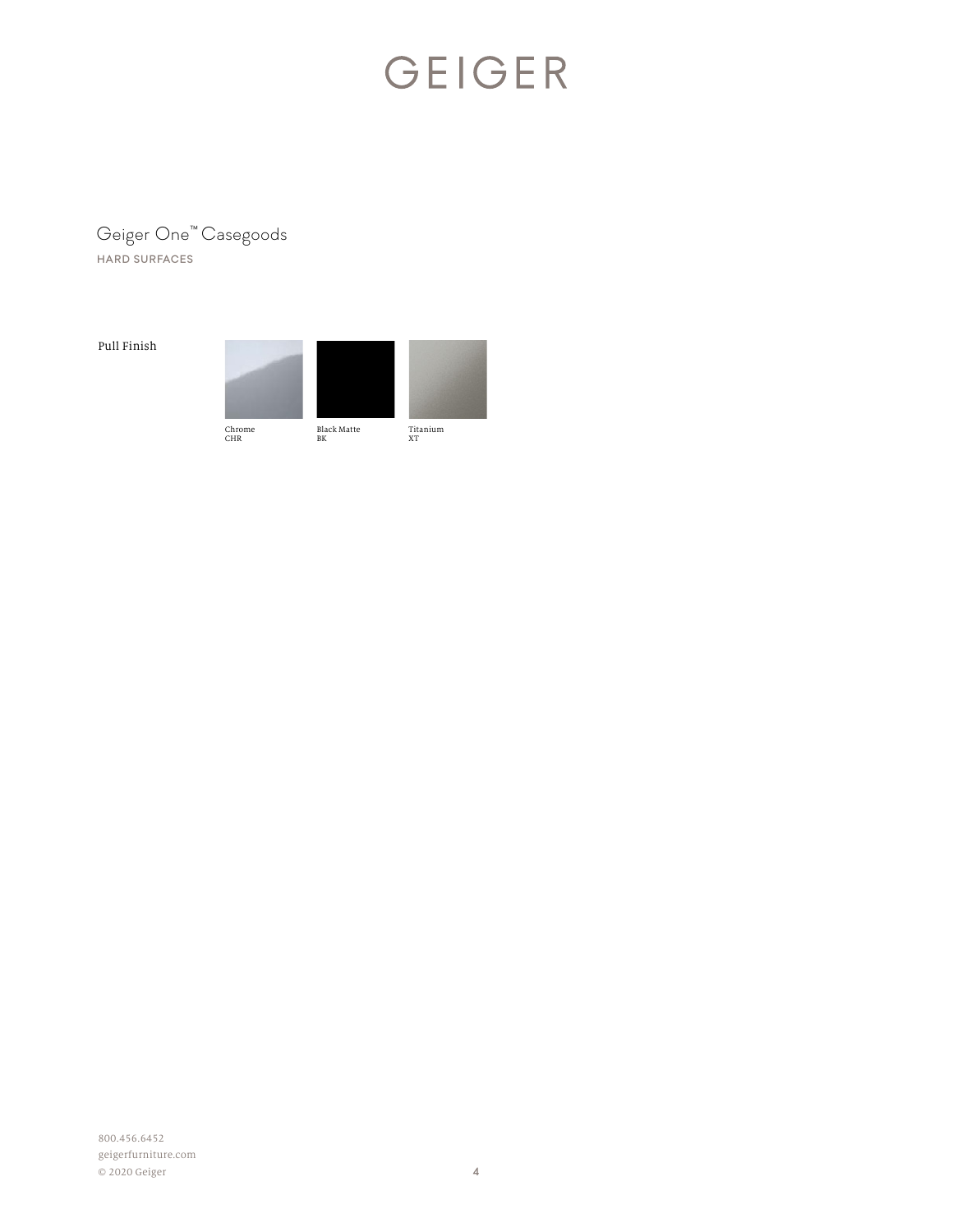# Geiger One™ Casegoods

HARD SURFACES

Pull Finish

Chrome
CHR

Black Matte
BK

Titanium
XT

800.456.6452
geigerfurniture.com
© 2020 Geiger